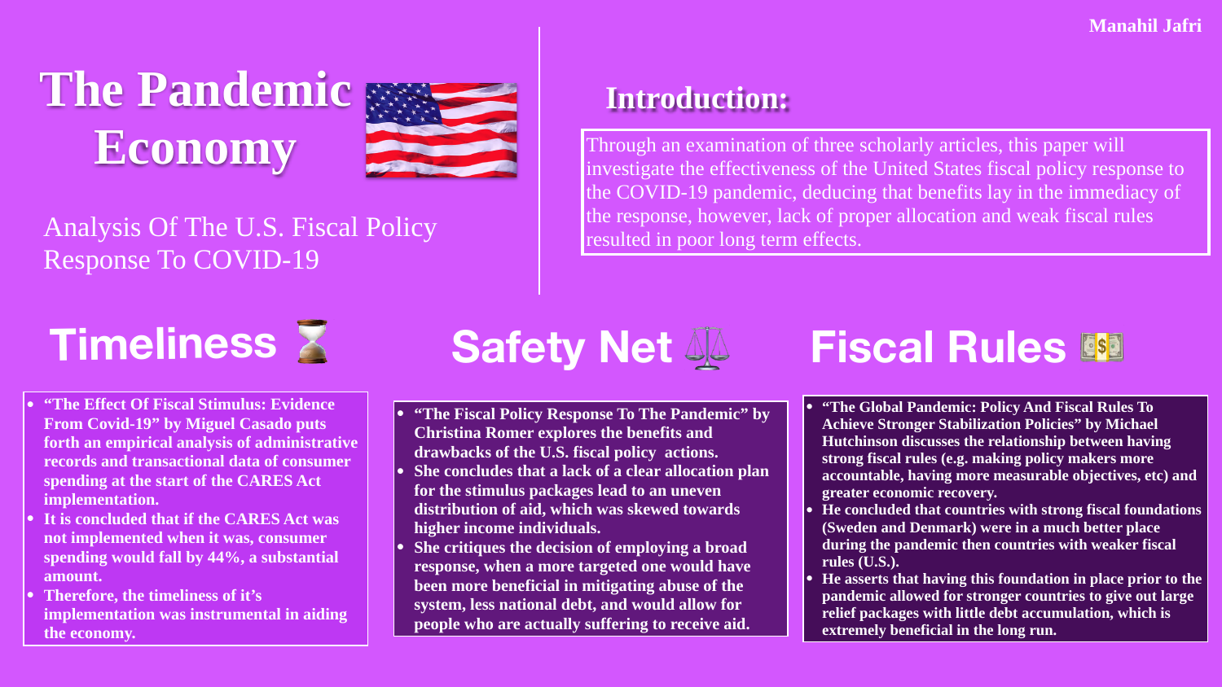Manahil Jafri

# The Pandemic Economy

Analysis Of The U.S. Fiscal Policy Response To COVID-19

## Introduction:

Through an examination of three scholarly articles, this paper will investigate the effectiveness of the United States fiscal policy response to the COVID-19 pandemic, deducing that benefits lay in the immediacy of the response, however, lack of proper allocation and weak fiscal rules resulted in poor long term effects.

## Timeliness ⏳

- **"The Effect Of Fiscal Stimulus: Evidence From Covid-19" by Miguel Casado puts forth an empirical analysis of administrative records and transactional data of consumer spending at the start of the CARES Act implementation.**
- **It is concluded that if the CARES Act was not implemented when it was, consumer spending would fall by 44%, a substantial amount.**
- **Therefore, the timeliness of it's implementation was instrumental in aiding the economy.**

## Safety Net ⚖️

- **"The Fiscal Policy Response To The Pandemic" by Christina Romer explores the benefits and drawbacks of the U.S. fiscal policy actions.**
- **She concludes that a lack of a clear allocation plan for the stimulus packages lead to an uneven distribution of aid, which was skewed towards higher income individuals.**
- **She critiques the decision of employing a broad response, when a more targeted one would have been more beneficial in mitigating abuse of the system, less national debt, and would allow for people who are actually suffering to receive aid.**

## Fiscal Rules 💵

- **"The Global Pandemic: Policy And Fiscal Rules To Achieve Stronger Stabilization Policies" by Michael Hutchinson discusses the relationship between having strong fiscal rules (e.g. making policy makers more accountable, having more measurable objectives, etc) and greater economic recovery.**
- **He concluded that countries with strong fiscal foundations (Sweden and Denmark) were in a much better place during the pandemic then countries with weaker fiscal rules (U.S.).**
- **He asserts that having this foundation in place prior to the pandemic allowed for stronger countries to give out large relief packages with little debt accumulation, which is extremely beneficial in the long run.**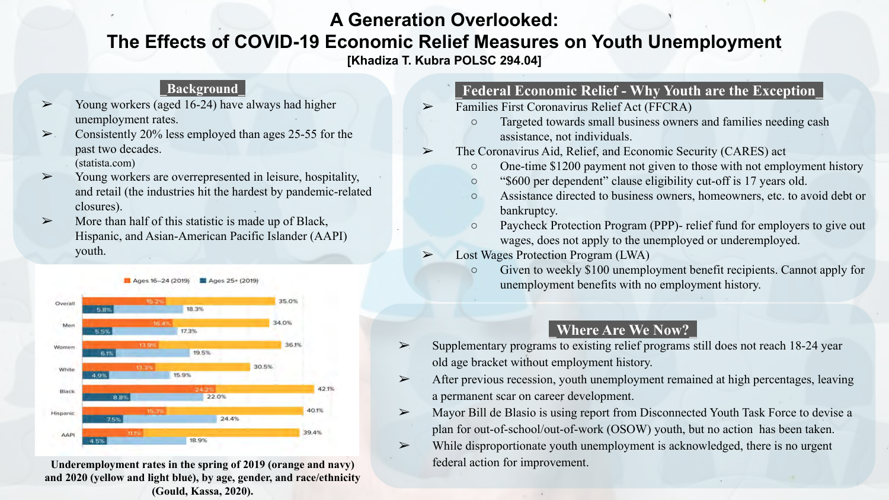# A Generation Overlooked:
# The Effects of COVID-19 Economic Relief Measures on Youth Unemployment

**[Khadiza T. Kubra POLSC 294.04]**

## Background

- Young workers (aged 16-24) have always had higher unemployment rates.
- Consistently 20% less employed than ages 25-55 for the past two decades. (statista.com)
- Young workers are overrepresented in leisure, hospitality, and retail (the industries hit the hardest by pandemic-related closures).
- More than half of this statistic is made up of Black, Hispanic, and Asian-American Pacific Islander (AAPI) youth.

| | Ages 16–24 (2019) | Ages 25+ (2019) | Ages 16–24 (2020) | Ages 25+ (2020) |
| --- | --- | --- | --- | --- |
| Overall | 15.2% | 5.8% | 35.0% | 18.3% |
| Men | 16.4% | 5.5% | 34.0% | 17.3% |
| Women | 13.9% | 6.1% | 36.1% | 19.5% |
| White | 13.3% | 4.9% | 30.5% | 15.9% |
| Black | 24.2% | 8.8% | 42.1% | 22.0% |
| Hispanic | 15.3% | 7.5% | 40.1% | 24.4% |
| AAPI | 11.1% | 4.5% | 39.4% | 18.9% |

**Underemployment rates in the spring of 2019 (orange and navy) and 2020 (yellow and light blue), by age, gender, and race/ethnicity (Gould, Kassa, 2020).**

## Federal Economic Relief - Why Youth are the Exception

- Families First Coronavirus Relief Act (FFCRA)
  - Targeted towards small business owners and families needing cash assistance, not individuals.
- The Coronavirus Aid, Relief, and Economic Security (CARES) act
  - One-time $1200 payment not given to those with not employment history
  - "$600 per dependent" clause eligibility cut-off is 17 years old.
  - Assistance directed to business owners, homeowners, etc. to avoid debt or bankruptcy.
  - Paycheck Protection Program (PPP)- relief fund for employers to give out wages, does not apply to the unemployed or underemployed.
- Lost Wages Protection Program (LWA)
  - Given to weekly $100 unemployment benefit recipients. Cannot apply for unemployment benefits with no employment history.

## Where Are We Now?

- Supplementary programs to existing relief programs still does not reach 18-24 year old age bracket without employment history.
- After previous recession, youth unemployment remained at high percentages, leaving a permanent scar on career development.
- Mayor Bill de Blasio is using report from Disconnected Youth Task Force to devise a plan for out-of-school/out-of-work (OSOW) youth, but no action has been taken.
- While disproportionate youth unemployment is acknowledged, there is no urgent federal action for improvement.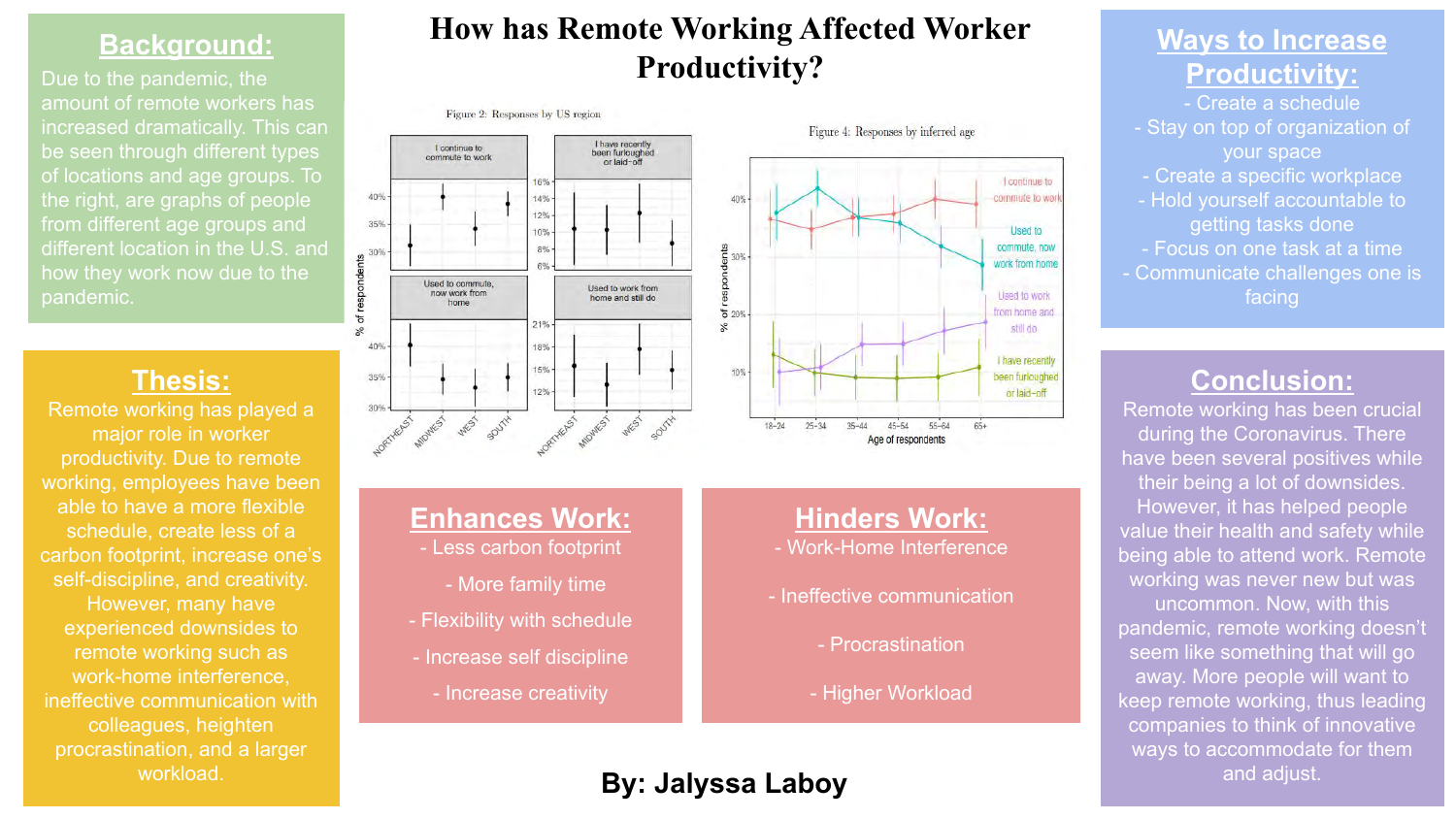# How has Remote Working Affected Worker Productivity?

## Background:

Due to the pandemic, the amount of remote workers has increased dramatically. This can be seen through different types of locations and age groups. To the right, are graphs of people from different age groups and different location in the U.S. and how they work now due to the pandemic.

## Thesis:

Remote working has played a major role in worker productivity. Due to remote working, employees have been able to have a more flexible schedule, create less of a carbon footprint, increase one's self-discipline, and creativity. However, many have experienced downsides to remote working such as work-home interference, ineffective communication with colleagues, heighten procrastination, and a larger workload.

Figure 2: Responses by US region

Figure 4: Responses by inferred age

## Enhances Work:

- Less carbon footprint
- More family time
- Flexibility with schedule
- Increase self discipline
- Increase creativity

## Hinders Work:

- Work-Home Interference
- Ineffective communication
- Procrastination
- Higher Workload

**By: Jalyssa Laboy**

## Ways to Increase Productivity:

- Create a schedule
- Stay on top of organization of your space
- Create a specific workplace
- Hold yourself accountable to getting tasks done
- Focus on one task at a time
- Communicate challenges one is facing

## Conclusion:

Remote working has been crucial during the Coronavirus. There have been several positives while their being a lot of downsides. However, it has helped people value their health and safety while being able to attend work. Remote working was never new but was uncommon. Now, with this pandemic, remote working doesn't seem like something that will go away. More people will want to keep remote working, thus leading companies to think of innovative ways to accommodate for them and adjust.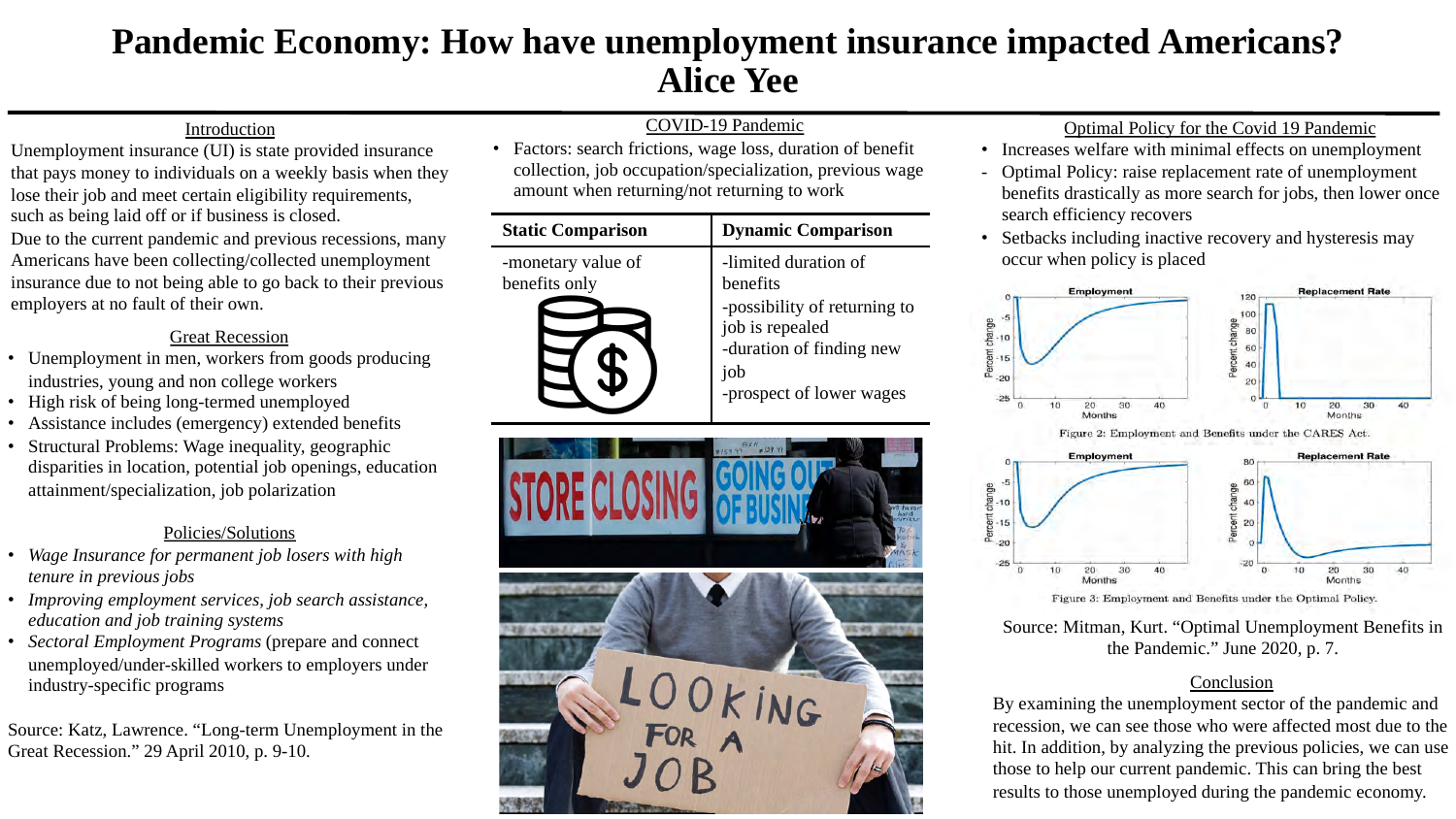# Pandemic Economy: How have unemployment insurance impacted Americans?

# Alice Yee

## Introduction

Unemployment insurance (UI) is state provided insurance that pays money to individuals on a weekly basis when they lose their job and meet certain eligibility requirements, such as being laid off or if business is closed.

Due to the current pandemic and previous recessions, many Americans have been collecting/collected unemployment insurance due to not being able to go back to their previous employers at no fault of their own.

## Great Recession

- Unemployment in men, workers from goods producing industries, young and non college workers
- High risk of being long-termed unemployed
- Assistance includes (emergency) extended benefits
- Structural Problems: Wage inequality, geographic disparities in location, potential job openings, education attainment/specialization, job polarization

## Policies/Solutions

- *Wage Insurance for permanent job losers with high tenure in previous jobs*
- *Improving employment services, job search assistance, education and job training systems*
- *Sectoral Employment Programs* (prepare and connect unemployed/under-skilled workers to employers under industry-specific programs

Source: Katz, Lawrence. "Long-term Unemployment in the Great Recession." 29 April 2010, p. 9-10.

## COVID-19 Pandemic

- Factors: search frictions, wage loss, duration of benefit collection, job occupation/specialization, previous wage amount when returning/not returning to work

| Static Comparison | Dynamic Comparison |
| --- | --- |
| -monetary value of benefits only | -limited duration of benefits<br>-possibility of returning to job is repealed<br>-duration of finding new job<br>-prospect of lower wages |

## Optimal Policy for the Covid 19 Pandemic

- Increases welfare with minimal effects on unemployment
- Optimal Policy: raise replacement rate of unemployment benefits drastically as more search for jobs, then lower once search efficiency recovers
- Setbacks including inactive recovery and hysteresis may occur when policy is placed

Employment
Percent change
0
-5
-10
-15
-20
-25
0 10 20 30 40
Months

Replacement Rate
Percent change
120
100
80
60
40
20
0
0 10 20 30 40
Months

Figure 2: Employment and Benefits under the CARES Act.

Employment
Percent change
0
-5
-10
-15
-20
-25
0 10 20 30 40
Months

Replacement Rate
Percent change
80
60
40
20
0
-20
0 10 20 30 40
Months

Figure 3: Employment and Benefits under the Optimal Policy.

Source: Mitman, Kurt. "Optimal Unemployment Benefits in the Pandemic." June 2020, p. 7.

## Conclusion

By examining the unemployment sector of the pandemic and recession, we can see those who were affected most due to the hit. In addition, by analyzing the previous policies, we can use those to help our current pandemic. This can bring the best results to those unemployed during the pandemic economy.